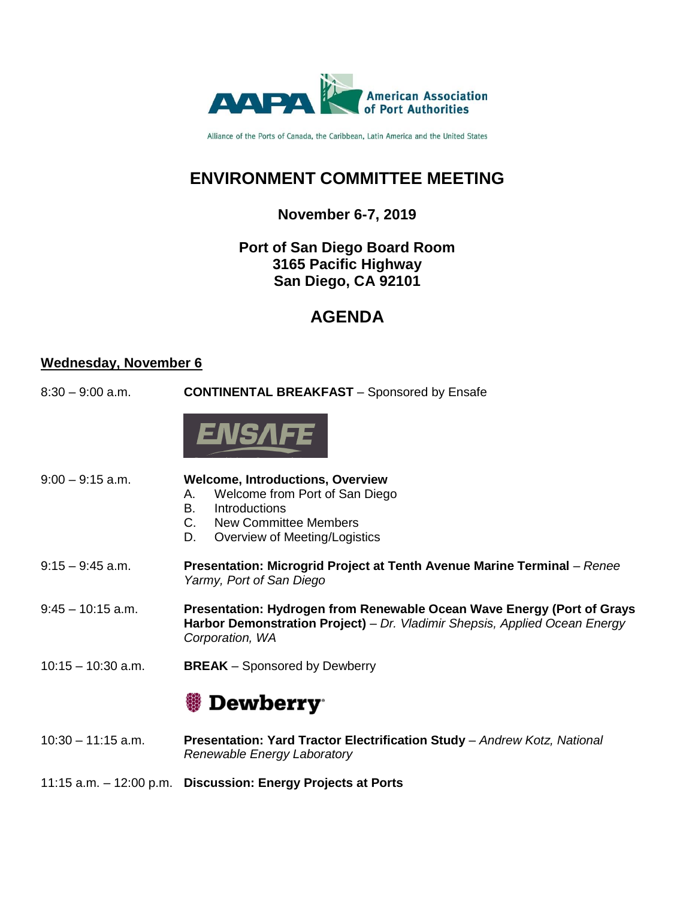AAPA American Association of Port Authorities

Alliance of the Ports of Canada, the Caribbean, Latin America and the United States

# ENVIRONMENT COMMITTEE MEETING

**November 6-7, 2019**

**Port of San Diego Board Room**
**3165 Pacific Highway**
**San Diego, CA 92101**

## AGENDA

### Wednesday, November 6

8:30 – 9:00 a.m. **CONTINENTAL BREAKFAST** – Sponsored by Ensafe

ENSAFE

9:00 – 9:15 a.m. **Welcome, Introductions, Overview**

A. Welcome from Port of San Diego
B. Introductions
C. New Committee Members
D. Overview of Meeting/Logistics

9:15 – 9:45 a.m. **Presentation: Microgrid Project at Tenth Avenue Marine Terminal** – *Renee Yarmy, Port of San Diego*

9:45 – 10:15 a.m. **Presentation: Hydrogen from Renewable Ocean Wave Energy (Port of Grays Harbor Demonstration Project)** – *Dr. Vladimir Shepsis, Applied Ocean Energy Corporation, WA*

10:15 – 10:30 a.m. **BREAK** – Sponsored by Dewberry

Dewberry

10:30 – 11:15 a.m. **Presentation: Yard Tractor Electrification Study** – *Andrew Kotz, National Renewable Energy Laboratory*

11:15 a.m. – 12:00 p.m. **Discussion: Energy Projects at Ports**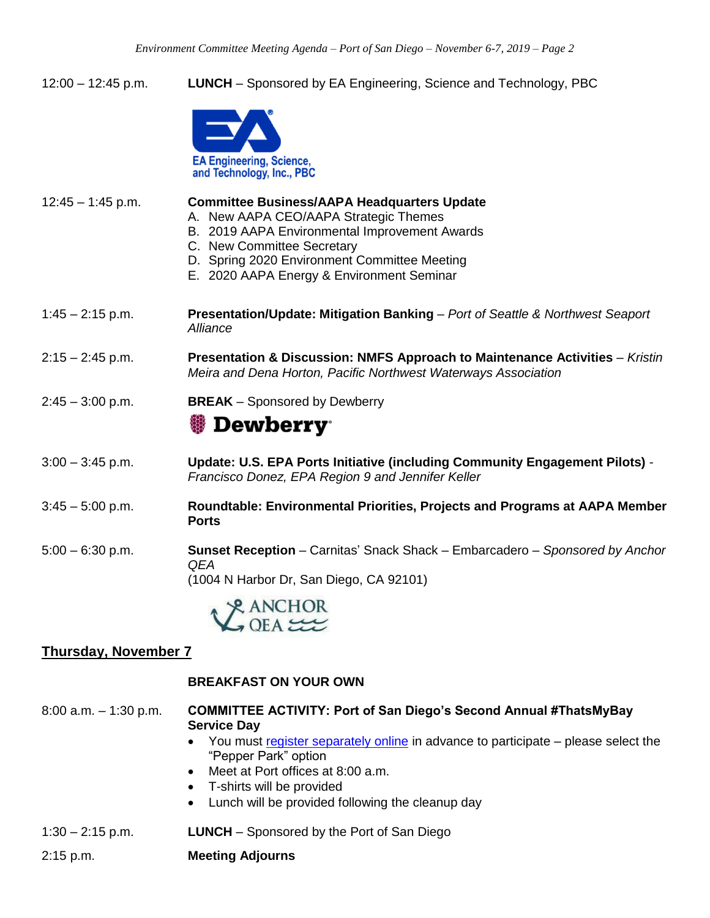12:00 – 12:45 p.m. **LUNCH** – Sponsored by EA Engineering, Science and Technology, PBC

EA Engineering, Science, and Technology, Inc., PBC

12:45 – 1:45 p.m. **Committee Business/AAPA Headquarters Update**

A. New AAPA CEO/AAPA Strategic Themes
B. 2019 AAPA Environmental Improvement Awards
C. New Committee Secretary
D. Spring 2020 Environment Committee Meeting
E. 2020 AAPA Energy & Environment Seminar

1:45 – 2:15 p.m. **Presentation/Update: Mitigation Banking** – *Port of Seattle & Northwest Seaport Alliance*

2:15 – 2:45 p.m. **Presentation & Discussion: NMFS Approach to Maintenance Activities** – *Kristin Meira and Dena Horton, Pacific Northwest Waterways Association*

2:45 – 3:00 p.m. **BREAK** – Sponsored by Dewberry

Dewberry

3:00 – 3:45 p.m. **Update: U.S. EPA Ports Initiative (including Community Engagement Pilots)** - *Francisco Donez, EPA Region 9 and Jennifer Keller*

3:45 – 5:00 p.m. **Roundtable: Environmental Priorities, Projects and Programs at AAPA Member Ports**

5:00 – 6:30 p.m. **Sunset Reception** – Carnitas' Snack Shack – Embarcadero – *Sponsored by Anchor QEA*
(1004 N Harbor Dr, San Diego, CA 92101)

ANCHOR QEA

## Thursday, November 7

**BREAKFAST ON YOUR OWN**

8:00 a.m. – 1:30 p.m. **COMMITTEE ACTIVITY: Port of San Diego's Second Annual #ThatsMyBay Service Day**

- You must register separately online in advance to participate – please select the "Pepper Park" option
- Meet at Port offices at 8:00 a.m.
- T-shirts will be provided
- Lunch will be provided following the cleanup day

1:30 – 2:15 p.m. **LUNCH** – Sponsored by the Port of San Diego

2:15 p.m. **Meeting Adjourns**